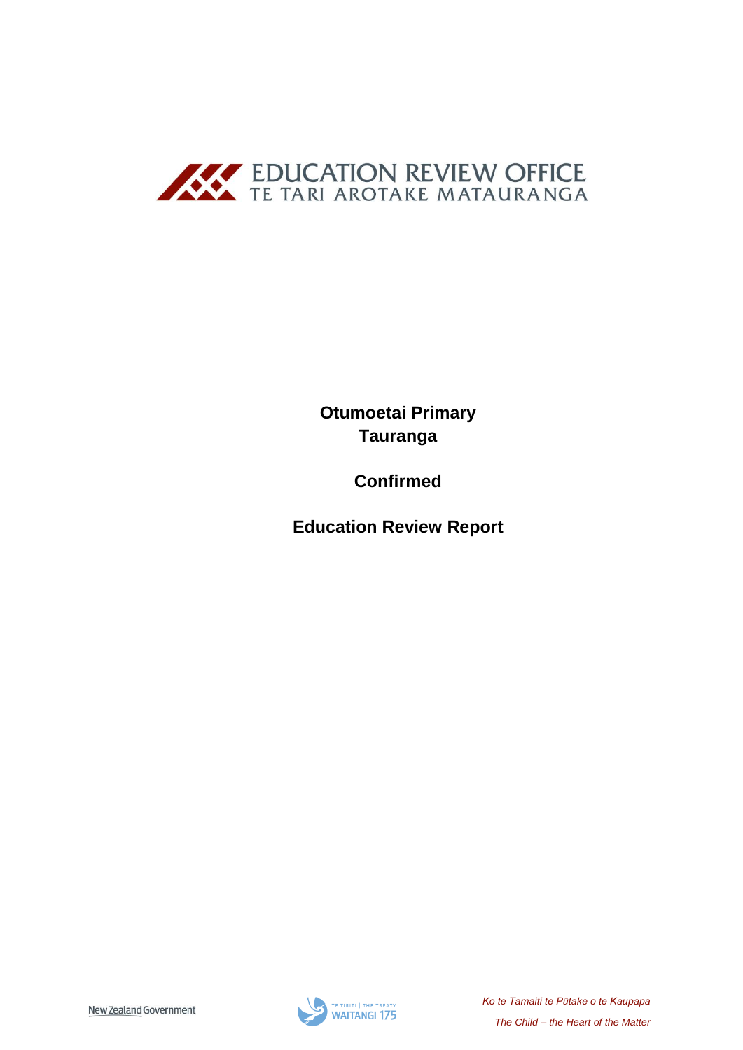EDUCATION REVIEW OFFICE
TE TARI AROTAKE MATAURANGA

**Otumoetai Primary**
**Tauranga**

**Confirmed**

**Education Review Report**

New Zealand Government

TE TIRITI | THE TREATY
WAITANGI 175

*Ko te Tamaiti te Pūtake o te Kaupapa*

*The Child – the Heart of the Matter*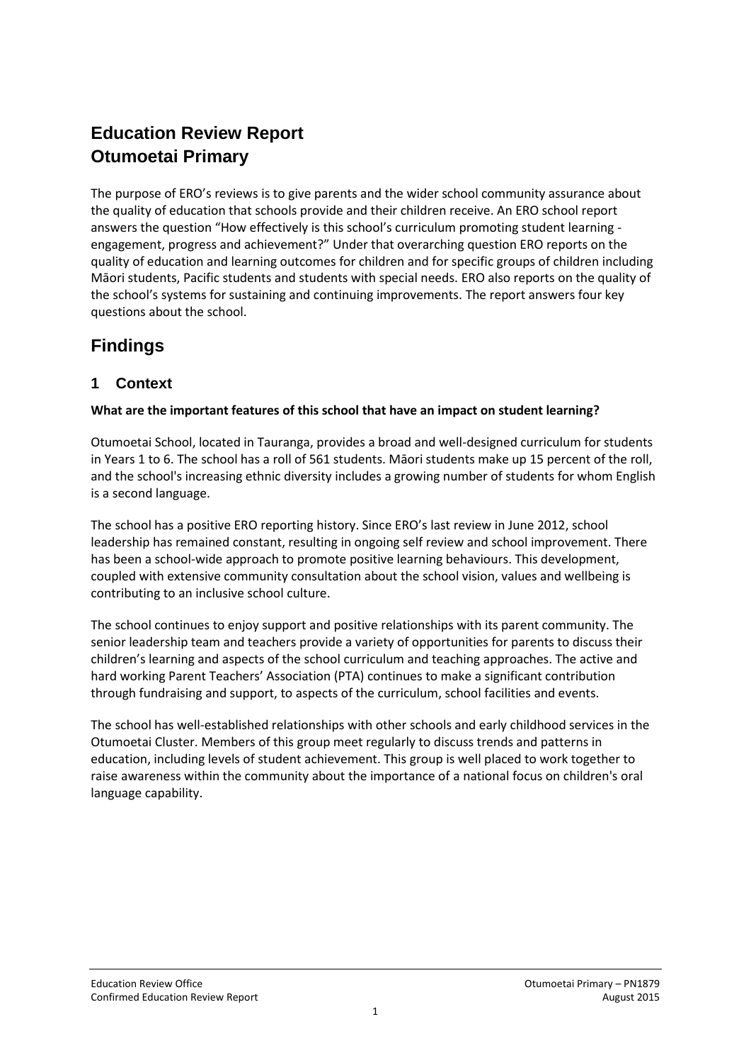# Education Review Report
# Otumoetai Primary

The purpose of ERO's reviews is to give parents and the wider school community assurance about the quality of education that schools provide and their children receive. An ERO school report answers the question "How effectively is this school's curriculum promoting student learning - engagement, progress and achievement?" Under that overarching question ERO reports on the quality of education and learning outcomes for children and for specific groups of children including Māori students, Pacific students and students with special needs. ERO also reports on the quality of the school's systems for sustaining and continuing improvements. The report answers four key questions about the school.

## Findings

### 1 Context

**What are the important features of this school that have an impact on student learning?**

Otumoetai School, located in Tauranga, provides a broad and well-designed curriculum for students in Years 1 to 6. The school has a roll of 561 students. Māori students make up 15 percent of the roll, and the school's increasing ethnic diversity includes a growing number of students for whom English is a second language.

The school has a positive ERO reporting history. Since ERO's last review in June 2012, school leadership has remained constant, resulting in ongoing self review and school improvement. There has been a school-wide approach to promote positive learning behaviours. This development, coupled with extensive community consultation about the school vision, values and wellbeing is contributing to an inclusive school culture.

The school continues to enjoy support and positive relationships with its parent community. The senior leadership team and teachers provide a variety of opportunities for parents to discuss their children's learning and aspects of the school curriculum and teaching approaches. The active and hard working Parent Teachers' Association (PTA) continues to make a significant contribution through fundraising and support, to aspects of the curriculum, school facilities and events.

The school has well-established relationships with other schools and early childhood services in the Otumoetai Cluster. Members of this group meet regularly to discuss trends and patterns in education, including levels of student achievement. This group is well placed to work together to raise awareness within the community about the importance of a national focus on children's oral language capability.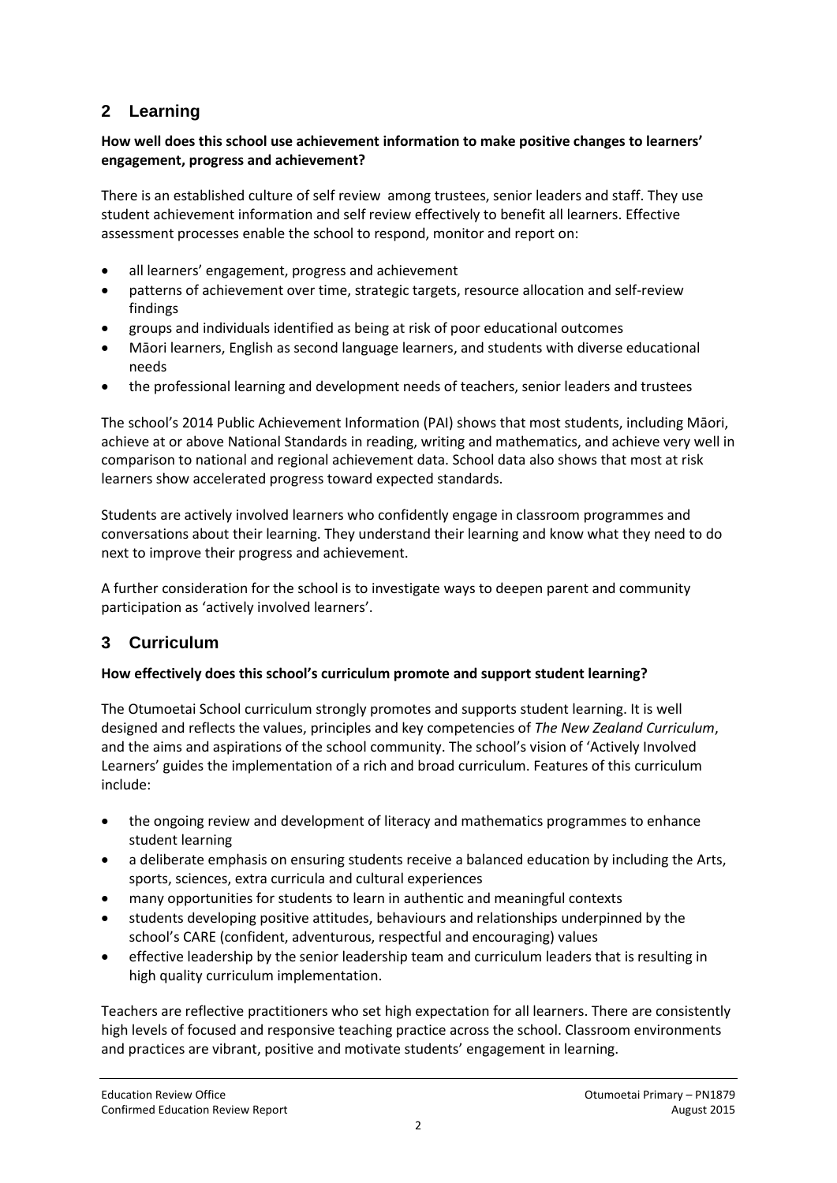## 2 Learning

**How well does this school use achievement information to make positive changes to learners' engagement, progress and achievement?**

There is an established culture of self review among trustees, senior leaders and staff. They use student achievement information and self review effectively to benefit all learners. Effective assessment processes enable the school to respond, monitor and report on:

- all learners' engagement, progress and achievement
- patterns of achievement over time, strategic targets, resource allocation and self-review findings
- groups and individuals identified as being at risk of poor educational outcomes
- Māori learners, English as second language learners, and students with diverse educational needs
- the professional learning and development needs of teachers, senior leaders and trustees

The school's 2014 Public Achievement Information (PAI) shows that most students, including Māori, achieve at or above National Standards in reading, writing and mathematics, and achieve very well in comparison to national and regional achievement data. School data also shows that most at risk learners show accelerated progress toward expected standards.

Students are actively involved learners who confidently engage in classroom programmes and conversations about their learning. They understand their learning and know what they need to do next to improve their progress and achievement.

A further consideration for the school is to investigate ways to deepen parent and community participation as 'actively involved learners'.

## 3 Curriculum

**How effectively does this school's curriculum promote and support student learning?**

The Otumoetai School curriculum strongly promotes and supports student learning. It is well designed and reflects the values, principles and key competencies of *The New Zealand Curriculum*, and the aims and aspirations of the school community. The school's vision of 'Actively Involved Learners' guides the implementation of a rich and broad curriculum. Features of this curriculum include:

- the ongoing review and development of literacy and mathematics programmes to enhance student learning
- a deliberate emphasis on ensuring students receive a balanced education by including the Arts, sports, sciences, extra curricula and cultural experiences
- many opportunities for students to learn in authentic and meaningful contexts
- students developing positive attitudes, behaviours and relationships underpinned by the school's CARE (confident, adventurous, respectful and encouraging) values
- effective leadership by the senior leadership team and curriculum leaders that is resulting in high quality curriculum implementation.

Teachers are reflective practitioners who set high expectation for all learners. There are consistently high levels of focused and responsive teaching practice across the school. Classroom environments and practices are vibrant, positive and motivate students' engagement in learning.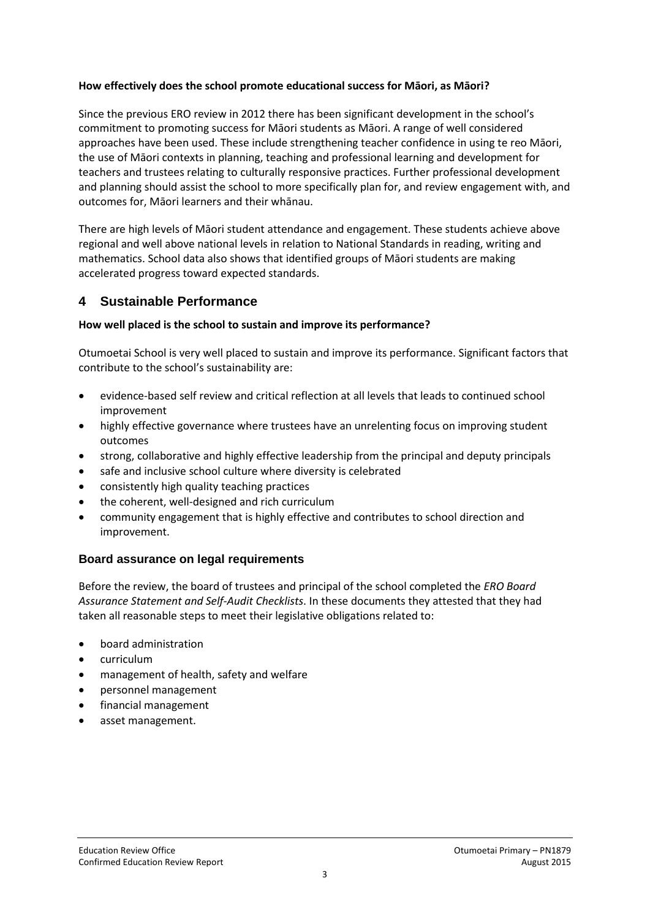**How effectively does the school promote educational success for Māori, as Māori?**

Since the previous ERO review in 2012 there has been significant development in the school's commitment to promoting success for Māori students as Māori. A range of well considered approaches have been used. These include strengthening teacher confidence in using te reo Māori, the use of Māori contexts in planning, teaching and professional learning and development for teachers and trustees relating to culturally responsive practices. Further professional development and planning should assist the school to more specifically plan for, and review engagement with, and outcomes for, Māori learners and their whānau.

There are high levels of Māori student attendance and engagement. These students achieve above regional and well above national levels in relation to National Standards in reading, writing and mathematics. School data also shows that identified groups of Māori students are making accelerated progress toward expected standards.

## 4 Sustainable Performance

**How well placed is the school to sustain and improve its performance?**

Otumoetai School is very well placed to sustain and improve its performance. Significant factors that contribute to the school's sustainability are:

- evidence-based self review and critical reflection at all levels that leads to continued school improvement
- highly effective governance where trustees have an unrelenting focus on improving student outcomes
- strong, collaborative and highly effective leadership from the principal and deputy principals
- safe and inclusive school culture where diversity is celebrated
- consistently high quality teaching practices
- the coherent, well-designed and rich curriculum
- community engagement that is highly effective and contributes to school direction and improvement.

### Board assurance on legal requirements

Before the review, the board of trustees and principal of the school completed the *ERO Board Assurance Statement and Self-Audit Checklists*. In these documents they attested that they had taken all reasonable steps to meet their legislative obligations related to:

- board administration
- curriculum
- management of health, safety and welfare
- personnel management
- financial management
- asset management.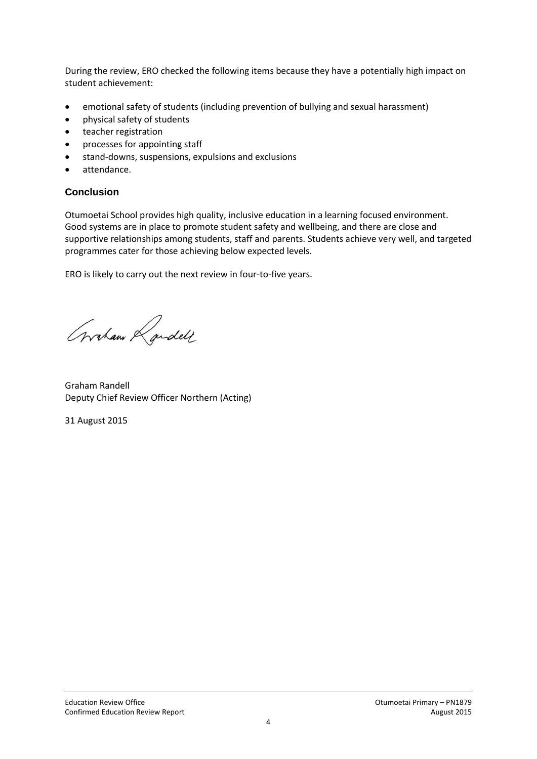During the review, ERO checked the following items because they have a potentially high impact on student achievement:

- emotional safety of students (including prevention of bullying and sexual harassment)
- physical safety of students
- teacher registration
- processes for appointing staff
- stand-downs, suspensions, expulsions and exclusions
- attendance.

## Conclusion

Otumoetai School provides high quality, inclusive education in a learning focused environment. Good systems are in place to promote student safety and wellbeing, and there are close and supportive relationships among students, staff and parents. Students achieve very well, and targeted programmes cater for those achieving below expected levels.

ERO is likely to carry out the next review in four-to-five years.

Graham Randell
Deputy Chief Review Officer Northern (Acting)

31 August 2015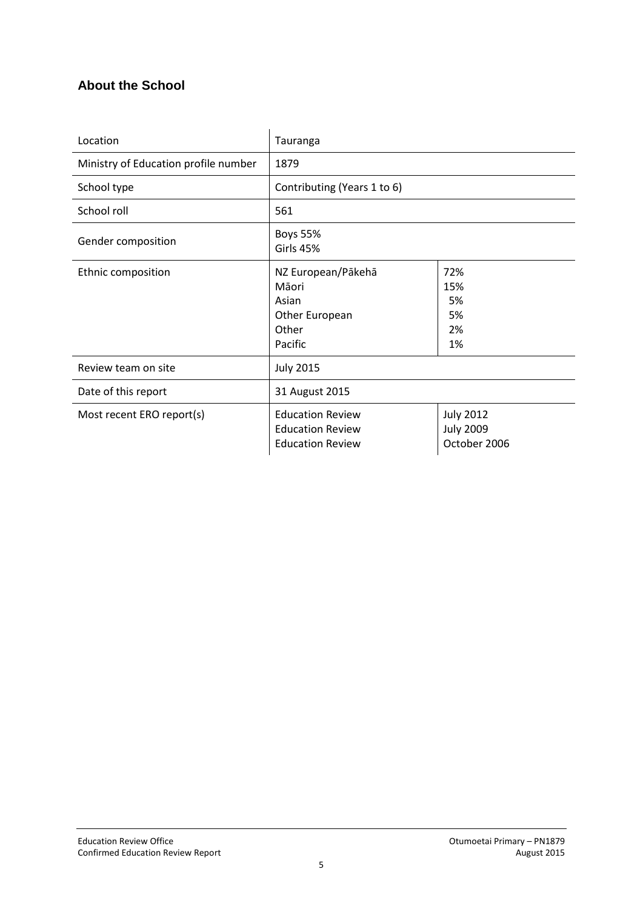## About the School

| | | |
|---|---|---|
| Location | Tauranga | |
| Ministry of Education profile number | 1879 | |
| School type | Contributing (Years 1 to 6) | |
| School roll | 561 | |
| Gender composition | Boys 55%<br>Girls 45% | |
| Ethnic composition | NZ European/Pākehā<br>Māori<br>Asian<br>Other European<br>Other<br>Pacific | 72%<br>15%<br>5%<br>5%<br>2%<br>1% |
| Review team on site | July 2015 | |
| Date of this report | 31 August 2015 | |
| Most recent ERO report(s) | Education Review<br>Education Review<br>Education Review | July 2012<br>July 2009<br>October 2006 |